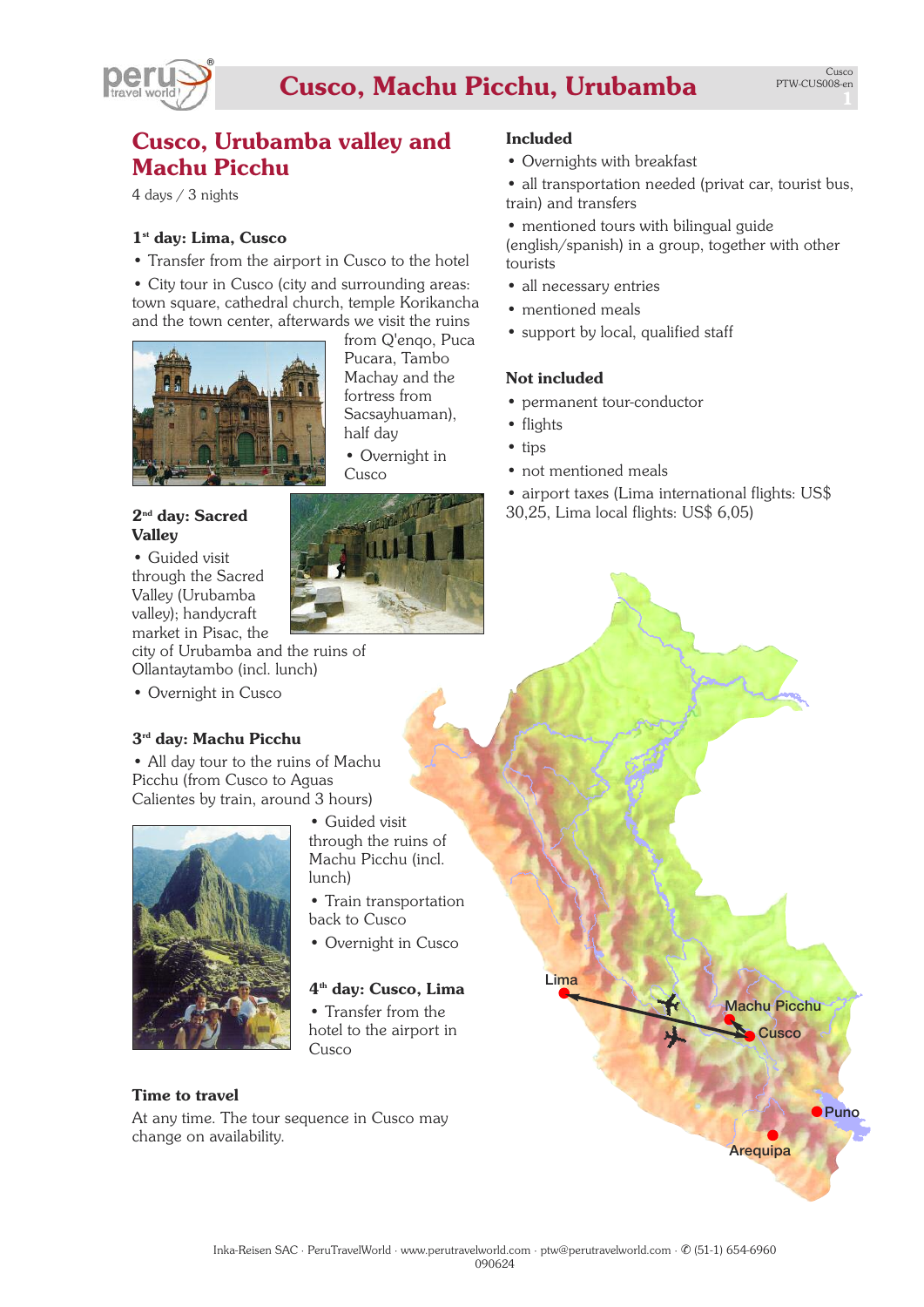# Cusco, Machu Picchu, Urubamba

## Cusco, Urubamba valley and Machu Picchu

4 days / 3 nights

### 1st day: Lima, Cusco

- Transfer from the airport in Cusco to the hotel
- City tour in Cusco (city and surrounding areas: town square, cathedral church, temple Korikancha and the town center, afterwards we visit the ruins from Q'enqo, Puca Pucara, Tambo Machay and the fortress from Sacsayhuaman), half day
- Overnight in Cusco

### 2nd day: Sacred Valley

- Guided visit through the Sacred Valley (Urubamba valley); handycraft market in Pisac, the city of Urubamba and the ruins of Ollantaytambo (incl. lunch)
- Overnight in Cusco

### 3rd day: Machu Picchu

- All day tour to the ruins of Machu Picchu (from Cusco to Aguas Calientes by train, around 3 hours)
- Guided visit through the ruins of Machu Picchu (incl. lunch)
- Train transportation back to Cusco
- Overnight in Cusco

### 4th day: Cusco, Lima

- Transfer from the hotel to the airport in Cusco

### Time to travel

At any time. The tour sequence in Cusco may change on availability.

### Included

- Overnights with breakfast
- all transportation needed (privat car, tourist bus, train) and transfers
- mentioned tours with bilingual guide (english/spanish) in a group, together with other tourists
- all necessary entries
- mentioned meals
- support by local, qualified staff

### Not included

- permanent tour-conductor
- flights
- tips
- not mentioned meals
- airport taxes (Lima international flights: US$ 30,25, Lima local flights: US$ 6,05)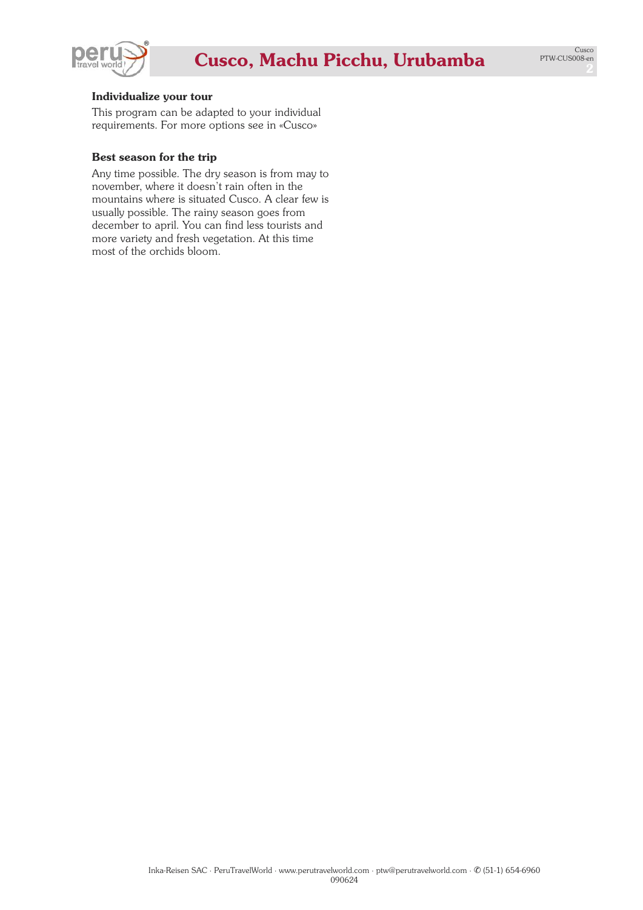### Individualize your tour

This program can be adapted to your individual requirements. For more options see in «Cusco»

### Best season for the trip

Any time possible. The dry season is from may to november, where it doesn't rain often in the mountains where is situated Cusco. A clear few is usually possible. The rainy season goes from december to april. You can find less tourists and more variety and fresh vegetation. At this time most of the orchids bloom.